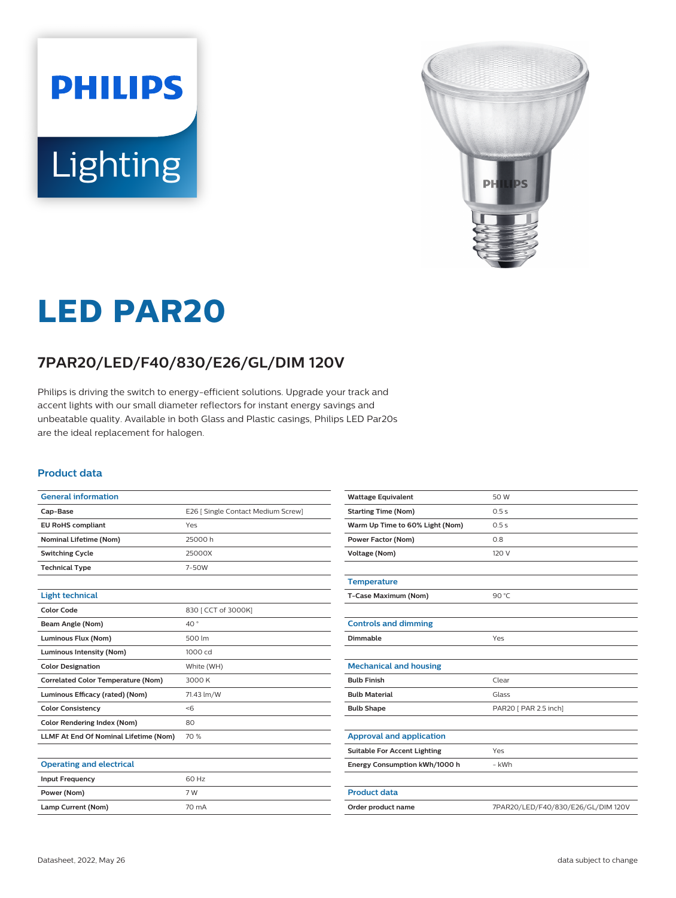# LED PAR20

## 7PAR20/LED/F40/830/E26/GL/DIM 120V

Philips is driving the switch to energy-efficient solutions. Upgrade your track and accent lights with our small diameter reflectors for instant energy savings and unbeatable quality. Available in both Glass and Plastic casings, Philips LED Par20s are the ideal replacement for halogen.

### Product data

| General information | |
|---|---|
| Cap-Base | E26 [ Single Contact Medium Screw] |
| EU RoHS compliant | Yes |
| Nominal Lifetime (Nom) | 25000 h |
| Switching Cycle | 25000X |
| Technical Type | 7-50W |

| Light technical | |
|---|---|
| Color Code | 830 [ CCT of 3000K] |
| Beam Angle (Nom) | 40 ° |
| Luminous Flux (Nom) | 500 lm |
| Luminous Intensity (Nom) | 1000 cd |
| Color Designation | White (WH) |
| Correlated Color Temperature (Nom) | 3000 K |
| Luminous Efficacy (rated) (Nom) | 71.43 lm/W |
| Color Consistency | <6 |
| Color Rendering Index (Nom) | 80 |
| LLMF At End Of Nominal Lifetime (Nom) | 70 % |

| Operating and electrical | |
|---|---|
| Input Frequency | 60 Hz |
| Power (Nom) | 7 W |
| Lamp Current (Nom) | 70 mA |
| Wattage Equivalent | 50 W |
| Starting Time (Nom) | 0.5 s |
| Warm Up Time to 60% Light (Nom) | 0.5 s |
| Power Factor (Nom) | 0.8 |
| Voltage (Nom) | 120 V |

| Temperature | |
|---|---|
| T-Case Maximum (Nom) | 90 °C |

| Controls and dimming | |
|---|---|
| Dimmable | Yes |

| Mechanical and housing | |
|---|---|
| Bulb Finish | Clear |
| Bulb Material | Glass |
| Bulb Shape | PAR20 [ PAR 2.5 inch] |

| Approval and application | |
|---|---|
| Suitable For Accent Lighting | Yes |
| Energy Consumption kWh/1000 h | - kWh |

| Product data | |
|---|---|
| Order product name | 7PAR20/LED/F40/830/E26/GL/DIM 120V |

Datasheet, 2022, May 26 data subject to change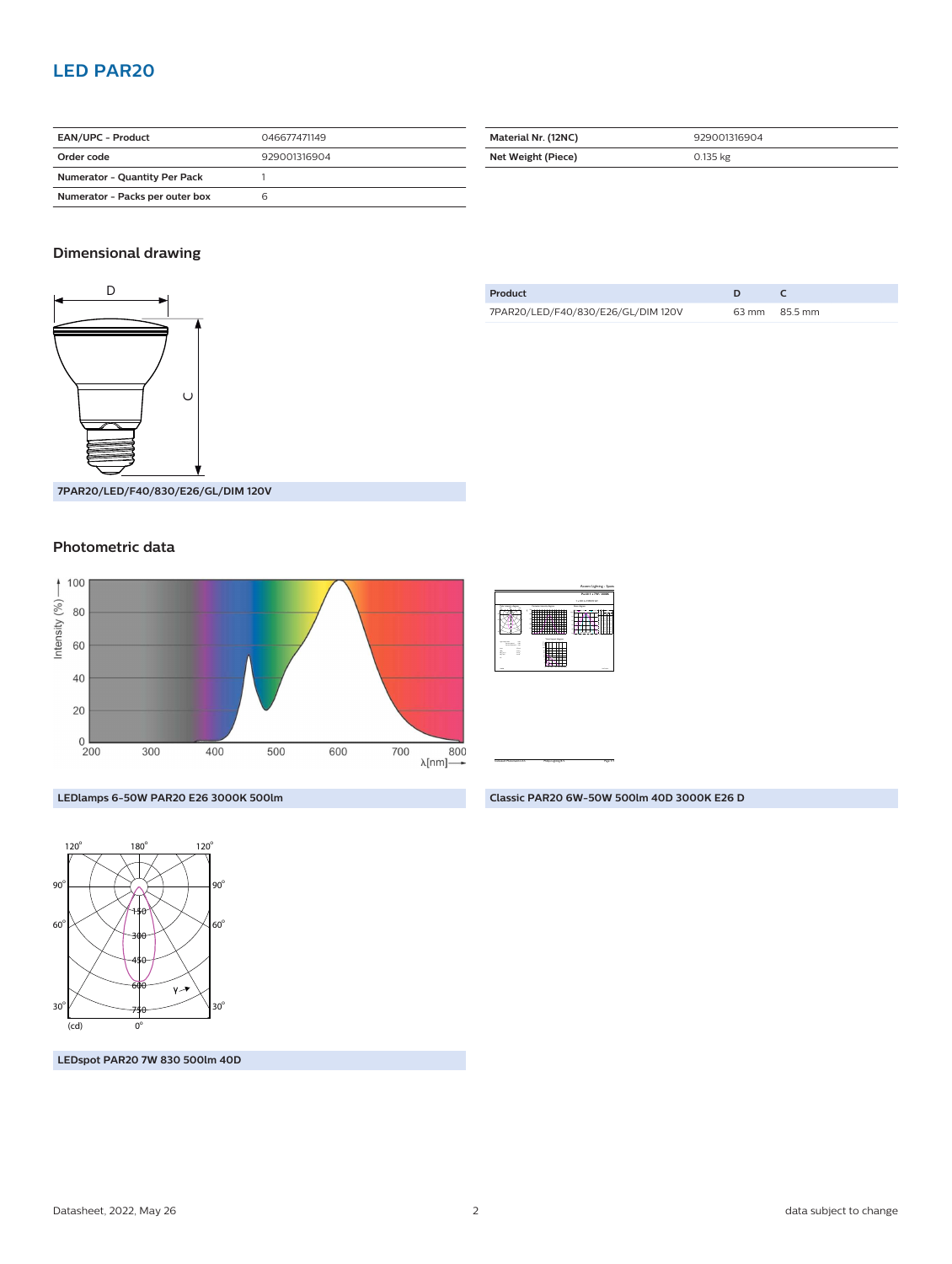## LED PAR20

| EAN/UPC - Product | 046677471149 |
| --- | --- |
| Order code | 929001316904 |
| Numerator - Quantity Per Pack | 1 |
| Numerator - Packs per outer box | 6 |

| Material Nr. (12NC) | 929001316904 |
| --- | --- |
| Net Weight (Piece) | 0.135 kg |

### Dimensional drawing

7PAR20/LED/F40/830/E26/GL/DIM 120V

| Product | D | C |
| --- | --- | --- |
| 7PAR20/LED/F40/830/E26/GL/DIM 120V | 63 mm | 85.5 mm |

### Photometric data

LEDlamps 6-50W PAR20 E26 3000K 500lm

Classic PAR20 6W-50W 500lm 40D 3000K E26 D

LEDspot PAR20 7W 830 500lm 40D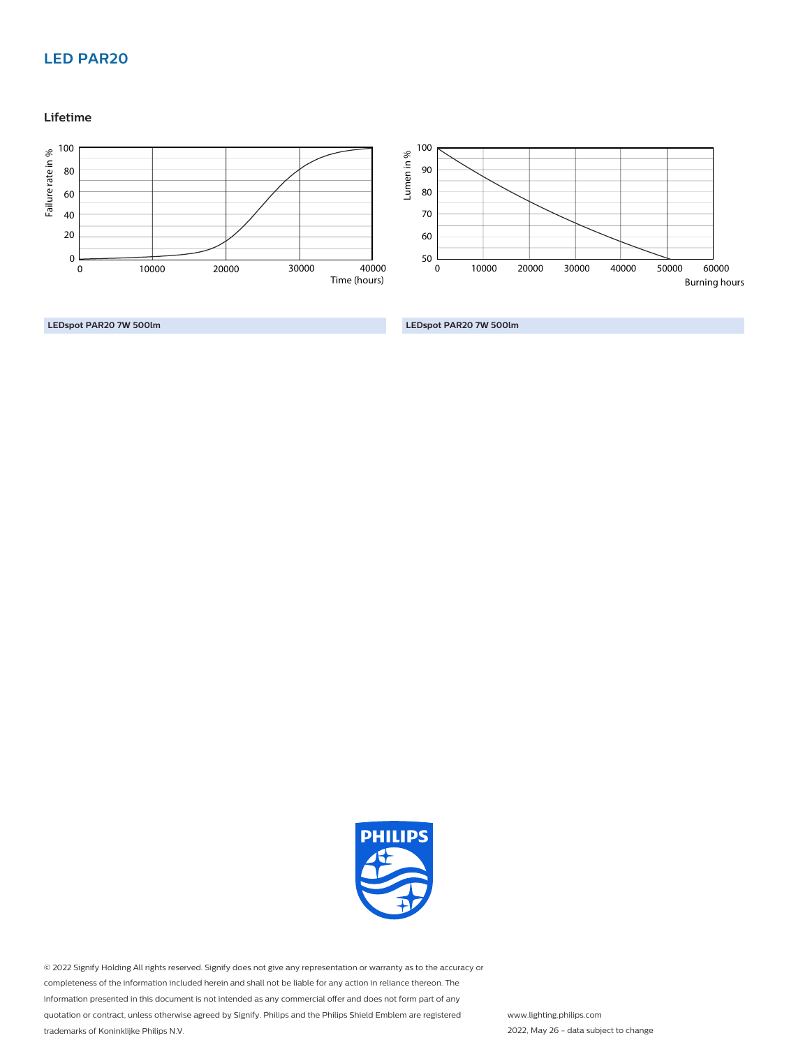## LED PAR20

### Lifetime

Failure rate in %
100
80
60
40
20
0
0
10000
20000
30000
40000
Time (hours)

**LEDspot PAR20 7W 500lm**

Lumen in %
100
90
80
70
60
50
0
10000
20000
30000
40000
50000
60000
Burning hours

**LEDspot PAR20 7W 500lm**

© 2022 Signify Holding All rights reserved. Signify does not give any representation or warranty as to the accuracy or completeness of the information included herein and shall not be liable for any action in reliance thereon. The information presented in this document is not intended as any commercial offer and does not form part of any quotation or contract, unless otherwise agreed by Signify. Philips and the Philips Shield Emblem are registered trademarks of Koninklijke Philips N.V.

www.lighting.philips.com

2022, May 26 - data subject to change